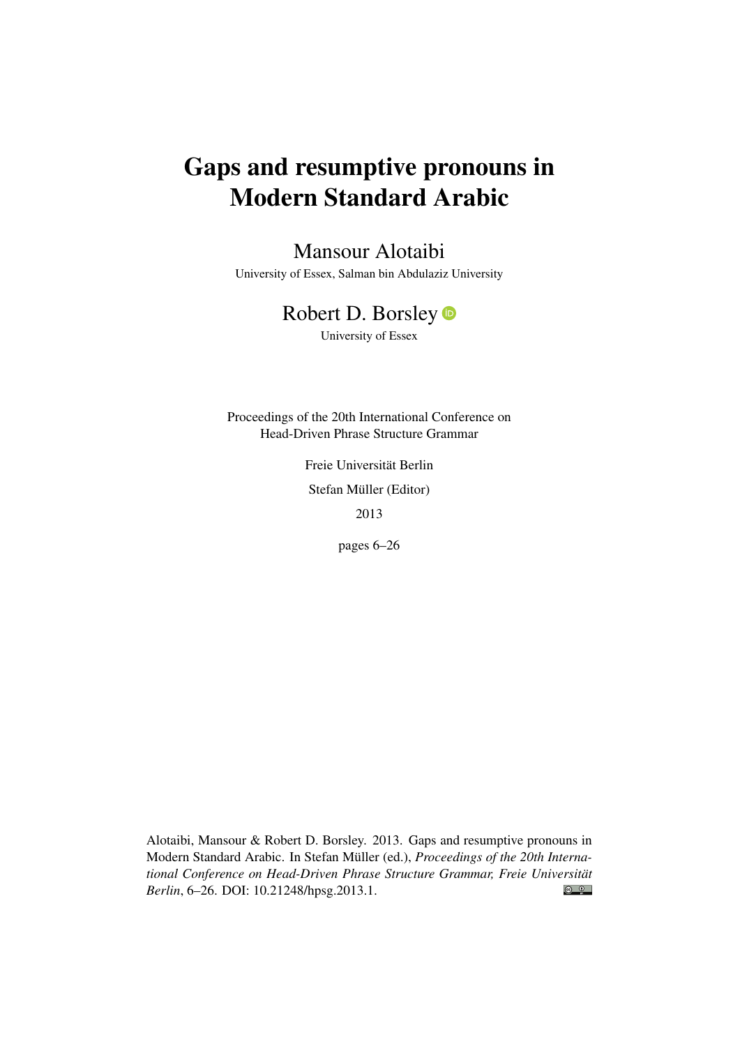# Gaps and resumptive pronouns in Modern Standard Arabic

Mansour Alotaibi

University of Essex, Salman bin Abdulaziz University

Robert D. Borsley

University of Essex

Proceedings of the 20th International Conference on Head-Driven Phrase Structure Grammar

Freie Universität Berlin

Stefan Müller (Editor)

2013

pages 6–26

Alotaibi, Mansour & Robert D. Borsley. 2013. Gaps and resumptive pronouns in Modern Standard Arabic. In Stefan Müller (ed.), *Proceedings of the 20th International Conference on Head-Driven Phrase Structure Grammar, Freie Universität Berlin*, 6–26. DOI: 10.21248/hpsg.2013.1.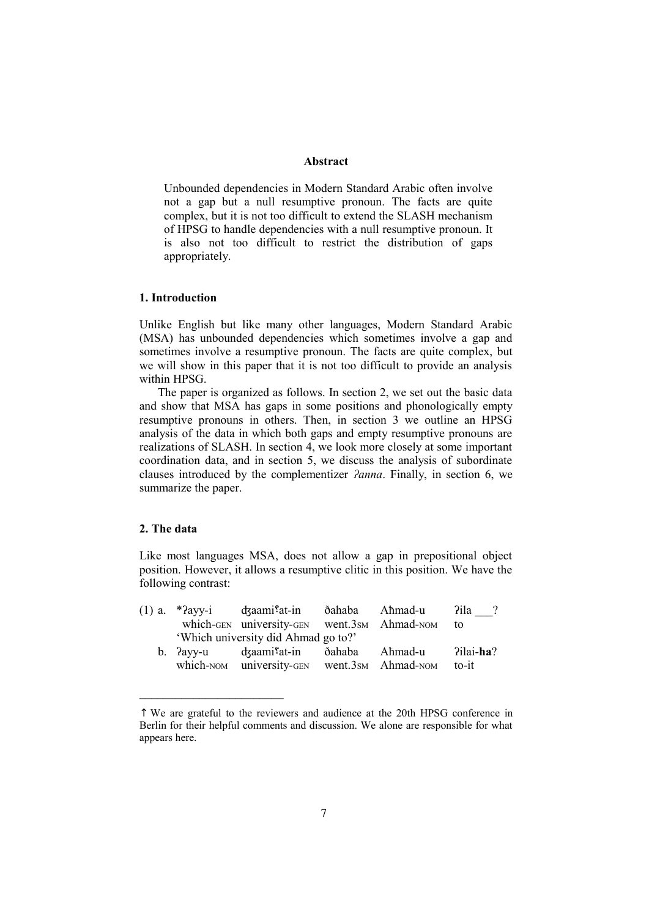**Abstract**

Unbounded dependencies in Modern Standard Arabic often involve not a gap but a null resumptive pronoun. The facts are quite complex, but it is not too difficult to extend the SLASH mechanism of HPSG to handle dependencies with a null resumptive pronoun. It is also not too difficult to restrict the distribution of gaps appropriately.

## 1. Introduction

Unlike English but like many other languages, Modern Standard Arabic (MSA) has unbounded dependencies which sometimes involve a gap and sometimes involve a resumptive pronoun. The facts are quite complex, but we will show in this paper that it is not too difficult to provide an analysis within HPSG.

The paper is organized as follows. In section 2, we set out the basic data and show that MSA has gaps in some positions and phonologically empty resumptive pronouns in others. Then, in section 3 we outline an HPSG analysis of the data in which both gaps and empty resumptive pronouns are realizations of SLASH. In section 4, we look more closely at some important coordination data, and in section 5, we discuss the analysis of subordinate clauses introduced by the complementizer *ʔanna*. Finally, in section 6, we summarize the paper.

## 2. The data

Like most languages MSA, does not allow a gap in prepositional object position. However, it allows a resumptive clitic in this position. We have the following contrast:

(1) a. \*ʔayy-i dʒaamiʕat-in ðahaba Aħmad-u ʔila \_\_\_?
which-GEN university-GEN went.3SM Ahmad-NOM to
'Which university did Ahmad go to?'

b. ʔayy-u dʒaamiʕat-in ðahaba Aħmad-u ʔilai-**ha**?
which-NOM university-GEN went.3SM Ahmad-NOM to-it

---

↑ We are grateful to the reviewers and audience at the 20th HPSG conference in Berlin for their helpful comments and discussion. We alone are responsible for what appears here.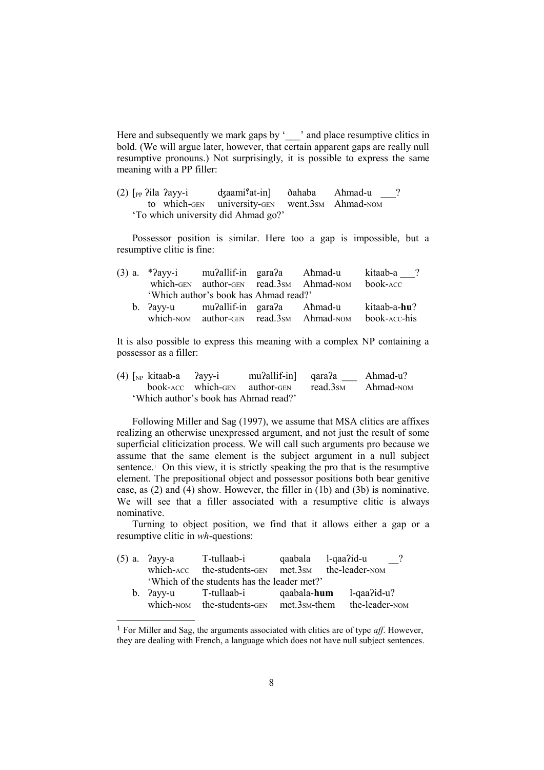Here and subsequently we mark gaps by '\_\_\_' and place resumptive clitics in bold. (We will argue later, however, that certain apparent gaps are really null resumptive pronouns.) Not surprisingly, it is possible to express the same meaning with a PP filler:

(2) [$_{PP}$ ʔila ʔayy-i ʤaamiʕat-in] ðahaba Aħmad-u \_\_\_?
   to which-GEN university-GEN went.3SM Ahmad-NOM
   'To which university did Ahmad go?'

Possessor position is similar. Here too a gap is impossible, but a resumptive clitic is fine:

(3) a. \*ʔayy-i muʔallif-in garaʔa Aħmad-u kitaab-a \_\_\_?
   which-GEN author-GEN read.3SM Ahmad-NOM book-ACC
   'Which author's book has Ahmad read?'
   b. ʔayy-u muʔallif-in garaʔa Aħmad-u kitaab-a-**hu**?
   which-NOM author-GEN read.3SM Ahmad-NOM book-ACC-his

It is also possible to express this meaning with a complex NP containing a possessor as a filler:

(4) [$_{NP}$ kitaab-a ʔayy-i muʔallif-in] qaraʔa \_\_\_ Aħmad-u?
   book-ACC which-GEN author-GEN read.3SM Ahmad-NOM
   'Which author's book has Ahmad read?'

Following Miller and Sag (1997), we assume that MSA clitics are affixes realizing an otherwise unexpressed argument, and not just the result of some superficial cliticization process. We will call such arguments pro because we assume that the same element is the subject argument in a null subject sentence.[1] On this view, it is strictly speaking the pro that is the resumptive element. The prepositional object and possessor positions both bear genitive case, as (2) and (4) show. However, the filler in (1b) and (3b) is nominative. We will see that a filler associated with a resumptive clitic is always nominative.

Turning to object position, we find that it allows either a gap or a resumptive clitic in *wh*-questions:

(5) a. ʔayy-a T-tullaab-i qaabala l-qaaʔid-u \_\_?
   which-ACC the-students-GEN met.3SM the-leader-NOM
   'Which of the students has the leader met?'
   b. ʔayy-u T-tullaab-i qaabala-**hum** l-qaaʔid-u?
   which-NOM the-students-GEN met.3SM-them the-leader-NOM

---

[1] For Miller and Sag, the arguments associated with clitics are of type *aff*. However, they are dealing with French, a language which does not have null subject sentences.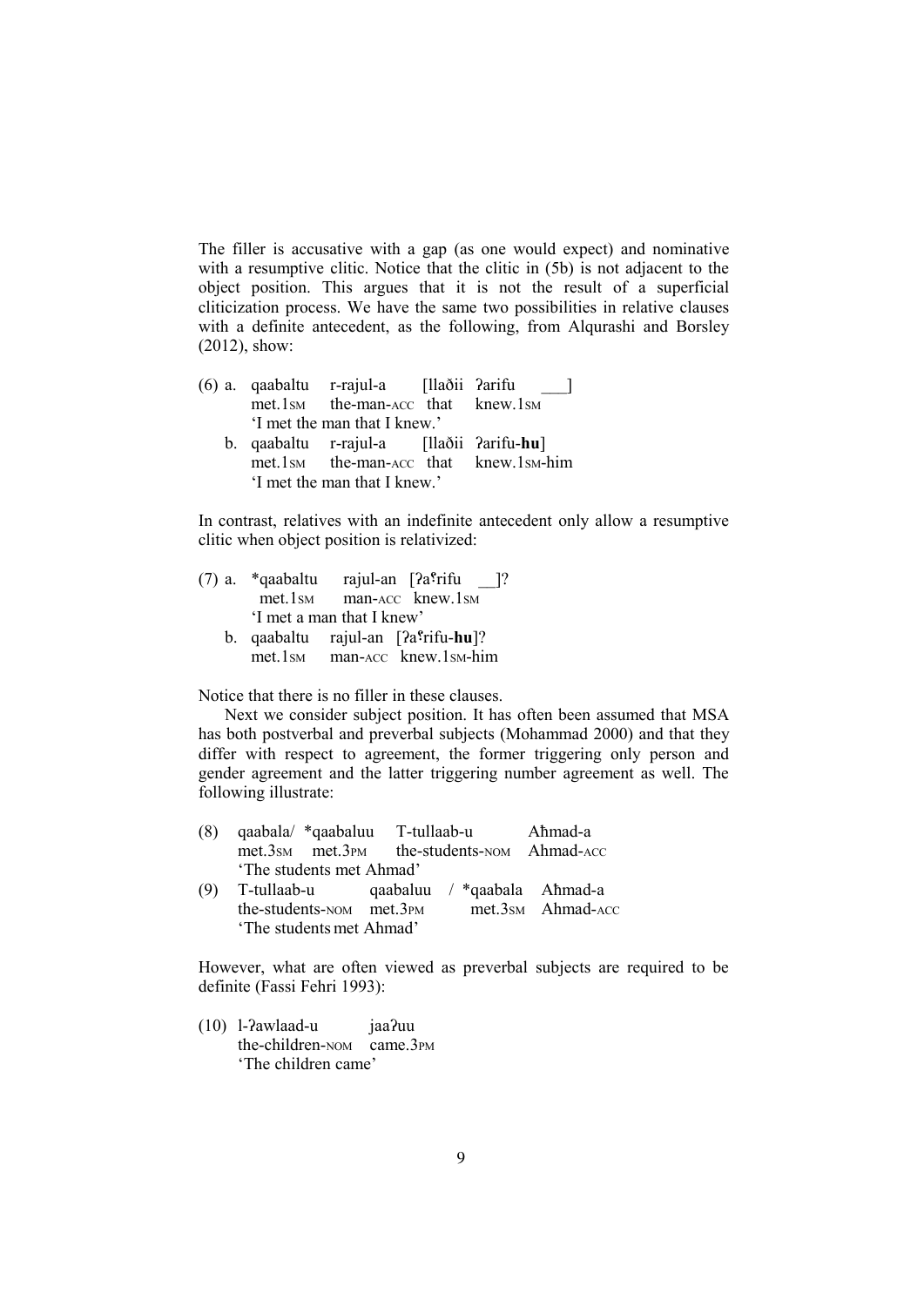The filler is accusative with a gap (as one would expect) and nominative with a resumptive clitic. Notice that the clitic in (5b) is not adjacent to the object position. This argues that it is not the result of a superficial cliticization process. We have the same two possibilities in relative clauses with a definite antecedent, as the following, from Alqurashi and Borsley (2012), show:

(6) a. qaabaltu r-rajul-a [llaðii ʔarifu ___]
met.1SM the-man-ACC that knew.1SM
'I met the man that I knew.'

b. qaabaltu r-rajul-a [llaðii ʔarifu-**hu**]
met.1SM the-man-ACC that knew.1SM-him
'I met the man that I knew.'

In contrast, relatives with an indefinite antecedent only allow a resumptive clitic when object position is relativized:

(7) a. *qaabaltu rajul-an [ʔaˁrifu __]?
met.1SM man-ACC knew.1SM
'I met a man that I knew'

b. qaabaltu rajul-an [ʔaˁrifu-**hu**]?
met.1SM man-ACC knew.1SM-him

Notice that there is no filler in these clauses.

Next we consider subject position. It has often been assumed that MSA has both postverbal and preverbal subjects (Mohammad 2000) and that they differ with respect to agreement, the former triggering only person and gender agreement and the latter triggering number agreement as well. The following illustrate:

(8) qaabala/ *qaabaluu T-tullaab-u Aħmad-a
met.3SM met.3PM the-students-NOM Ahmad-ACC
'The students met Ahmad'

(9) T-tullaab-u qaabaluu / *qaabala Aħmad-a
the-students-NOM met.3PM met.3SM Ahmad-ACC
'The students met Ahmad'

However, what are often viewed as preverbal subjects are required to be definite (Fassi Fehri 1993):

(10) l-ʔawlaad-u jaaʔuu
the-children-NOM came.3PM
'The children came'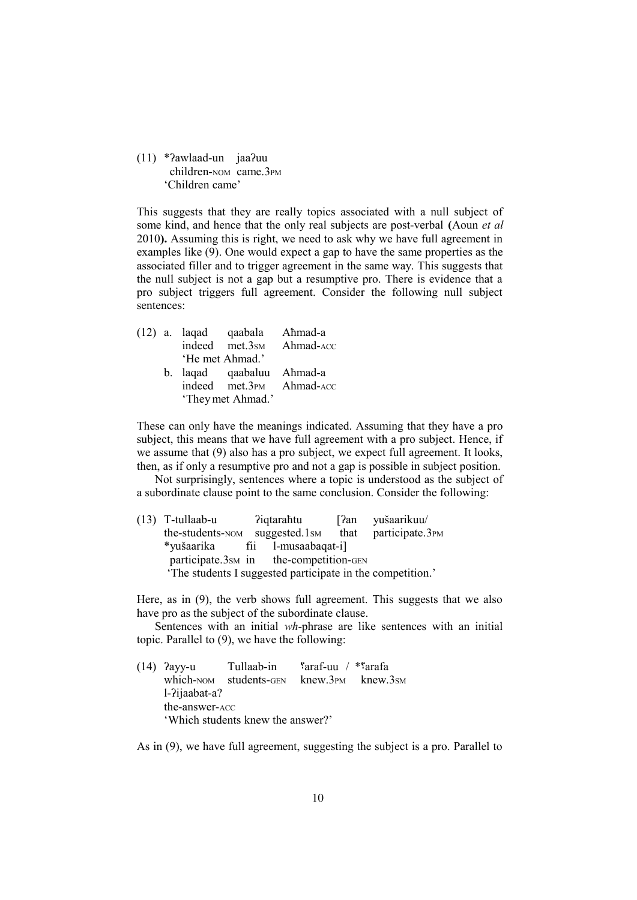(11) *ʔawlaad-un jaaʔuu
 children-NOM came.3PM
 'Children came'

This suggests that they are really topics associated with a null subject of some kind, and hence that the only real subjects are post-verbal **(**Aoun *et al* 2010**).** Assuming this is right, we need to ask why we have full agreement in examples like (9). One would expect a gap to have the same properties as the associated filler and to trigger agreement in the same way. This suggests that the null subject is not a gap but a resumptive pro. There is evidence that a pro subject triggers full agreement. Consider the following null subject sentences:

(12) a. laqad qaabala Aħmad-a
 indeed met.3SM Ahmad-ACC
 'He met Ahmad.'
 b. laqad qaabaluu Aħmad-a
 indeed met.3PM Ahmad-ACC
 'They met Ahmad.'

These can only have the meanings indicated. Assuming that they have a pro subject, this means that we have full agreement with a pro subject. Hence, if we assume that (9) also has a pro subject, we expect full agreement. It looks, then, as if only a resumptive pro and not a gap is possible in subject position.

Not surprisingly, sentences where a topic is understood as the subject of a subordinate clause point to the same conclusion. Consider the following:

(13) T-tullaab-u ʔiqtaraħtu [ʔan yušaarikuu/
 the-students-NOM suggested.1SM that participate.3PM
 *yušaarika fii l-musaabaqat-i]
 participate.3SM in the-competition-GEN
 'The students I suggested participate in the competition.'

Here, as in (9), the verb shows full agreement. This suggests that we also have pro as the subject of the subordinate clause.

Sentences with an initial *wh*-phrase are like sentences with an initial topic. Parallel to (9), we have the following:

(14) ʔayy-u Tullaab-in ʕaraf-uu / *ʕarafa
 which-NOM students-GEN knew.3PM knew.3SM
 l-ʔijaabat-a?
 the-answer-ACC
 'Which students knew the answer?'

As in (9), we have full agreement, suggesting the subject is a pro. Parallel to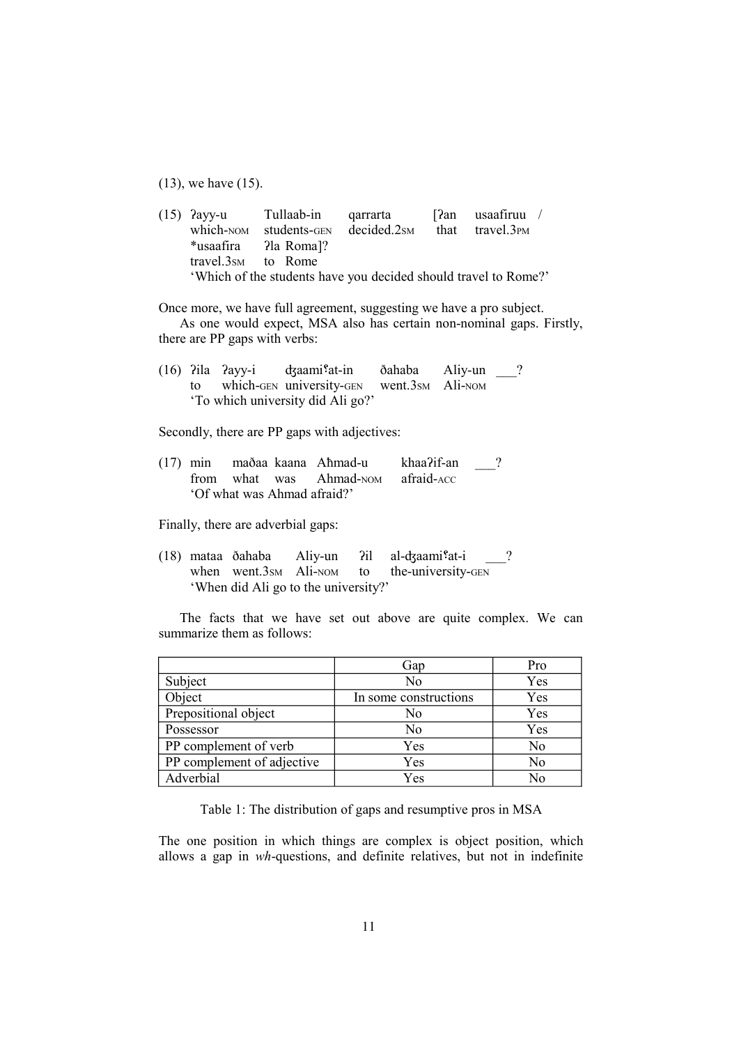(13), we have (15).

(15) ʔayy-u Tullaab-in qarrarta [ʔan usaafiruu / 
which-NOM students-GEN decided.2SM that travel.3PM 
*usaafira ʔla Roma]? 
travel.3SM to Rome 
'Which of the students have you decided should travel to Rome?'

Once more, we have full agreement, suggesting we have a pro subject.

As one would expect, MSA also has certain non-nominal gaps. Firstly, there are PP gaps with verbs:

(16) ʔila ʔayy-i ʤaamiʕat-in ðahaba Aliy-un ___? 
to which-GEN university-GEN went.3SM Ali-NOM 
'To which university did Ali go?'

Secondly, there are PP gaps with adjectives:

(17) min maðaa kaana Aħmad-u khaaʔif-an ___? 
from what was Ahmad-NOM afraid-ACC 
'Of what was Ahmad afraid?'

Finally, there are adverbial gaps:

(18) mataa ðahaba Aliy-un ʔil al-ʤaamiʕat-i ___? 
when went.3SM Ali-NOM to the-university-GEN 
'When did Ali go to the university?'

The facts that we have set out above are quite complex. We can summarize them as follows:

| | Gap | Pro |
|---|---|---|
| Subject | No | Yes |
| Object | In some constructions | Yes |
| Prepositional object | No | Yes |
| Possessor | No | Yes |
| PP complement of verb | Yes | No |
| PP complement of adjective | Yes | No |
| Adverbial | Yes | No |

Table 1: The distribution of gaps and resumptive pros in MSA

The one position in which things are complex is object position, which allows a gap in *wh*-questions, and definite relatives, but not in indefinite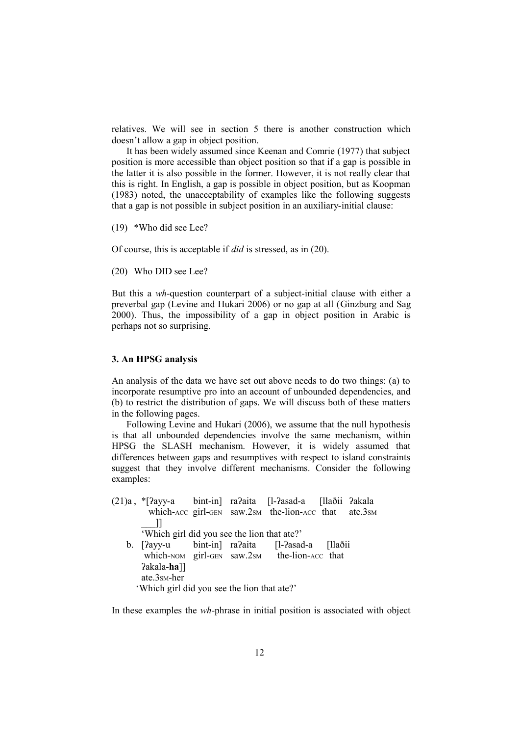relatives. We will see in section 5 there is another construction which doesn't allow a gap in object position.

It has been widely assumed since Keenan and Comrie (1977) that subject position is more accessible than object position so that if a gap is possible in the latter it is also possible in the former. However, it is not really clear that this is right. In English, a gap is possible in object position, but as Koopman (1983) noted, the unacceptability of examples like the following suggests that a gap is not possible in subject position in an auxiliary-initial clause:

(19) *Who did see Lee?

Of course, this is acceptable if *did* is stressed, as in (20).

(20) Who DID see Lee?

But this a *wh*-question counterpart of a subject-initial clause with either a preverbal gap (Levine and Hukari 2006) or no gap at all (Ginzburg and Sag 2000). Thus, the impossibility of a gap in object position in Arabic is perhaps not so surprising.

### 3. An HPSG analysis

An analysis of the data we have set out above needs to do two things: (a) to incorporate resumptive pro into an account of unbounded dependencies, and (b) to restrict the distribution of gaps. We will discuss both of these matters in the following pages.

Following Levine and Hukari (2006), we assume that the null hypothesis is that all unbounded dependencies involve the same mechanism, within HPSG the SLASH mechanism. However, it is widely assumed that differences between gaps and resumptives with respect to island constraints suggest that they involve different mechanisms. Consider the following examples:

(21)a. *[ʔayy-a bint-in] raʔaita [l-ʔasad-a [llaðii ʔakala ___]]
which-ACC girl-GEN saw.2SM the-lion-ACC that ate.3SM
'Which girl did you see the lion that ate?'

b. [ʔayy-u bint-in] raʔaita [l-ʔasad-a [llaðii ʔakala-**ha**]]
which-NOM girl-GEN saw.2SM the-lion-ACC that ate.3SM-her
'Which girl did you see the lion that ate?'

In these examples the *wh*-phrase in initial position is associated with object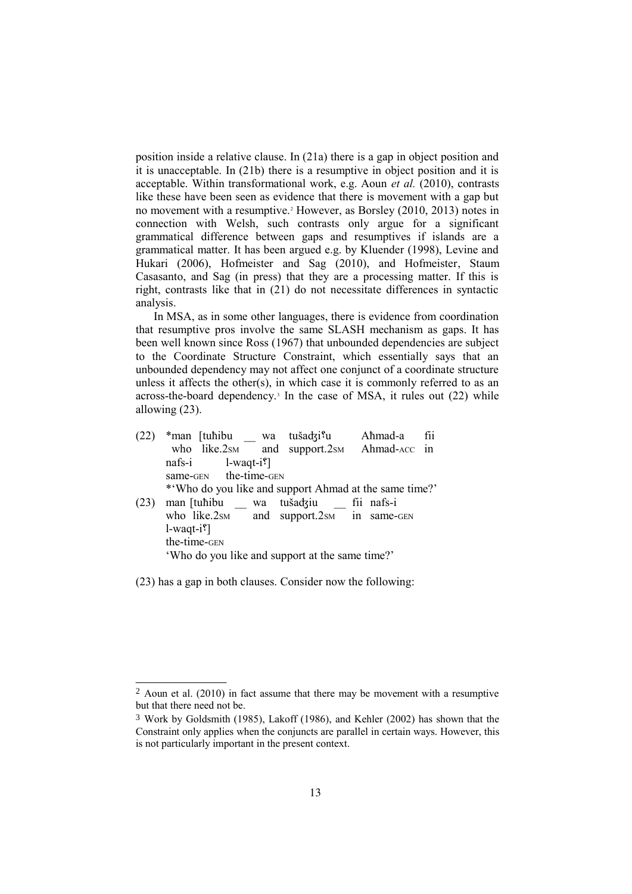position inside a relative clause. In (21a) there is a gap in object position and it is unacceptable. In (21b) there is a resumptive in object position and it is acceptable. Within transformational work, e.g. Aoun *et al.* (2010), contrasts like these have been seen as evidence that there is movement with a gap but no movement with a resumptive.[2] However, as Borsley (2010, 2013) notes in connection with Welsh, such contrasts only argue for a significant grammatical difference between gaps and resumptives if islands are a grammatical matter. It has been argued e.g. by Kluender (1998), Levine and Hukari (2006), Hofmeister and Sag (2010), and Hofmeister, Staum Casasanto, and Sag (in press) that they are a processing matter. If this is right, contrasts like that in (21) do not necessitate differences in syntactic analysis.

In MSA, as in some other languages, there is evidence from coordination that resumptive pros involve the same SLASH mechanism as gaps. It has been well known since Ross (1967) that unbounded dependencies are subject to the Coordinate Structure Constraint, which essentially says that an unbounded dependency may not affect one conjunct of a coordinate structure unless it affects the other(s), in which case it is commonly referred to as an across-the-board dependency.[3] In the case of MSA, it rules out (22) while allowing (23).

(22) \*man [tuħibu \_\_ wa tušadʒiʕu Aħmad-a fii nafs-i l-waqt-iʕ]
who like.2SM and support.2SM Ahmad-ACC in same-GEN the-time-GEN
\*'Who do you like and support Ahmad at the same time?'

(23) man [tuħibu \_\_ wa tušadʒiu \_\_ fii nafs-i l-waqt-iʕ]
who like.2SM and support.2SM in same-GEN the-time-GEN
'Who do you like and support at the same time?'

(23) has a gap in both clauses. Consider now the following:

---

[2] Aoun et al. (2010) in fact assume that there may be movement with a resumptive but that there need not be.

[3] Work by Goldsmith (1985), Lakoff (1986), and Kehler (2002) has shown that the Constraint only applies when the conjuncts are parallel in certain ways. However, this is not particularly important in the present context.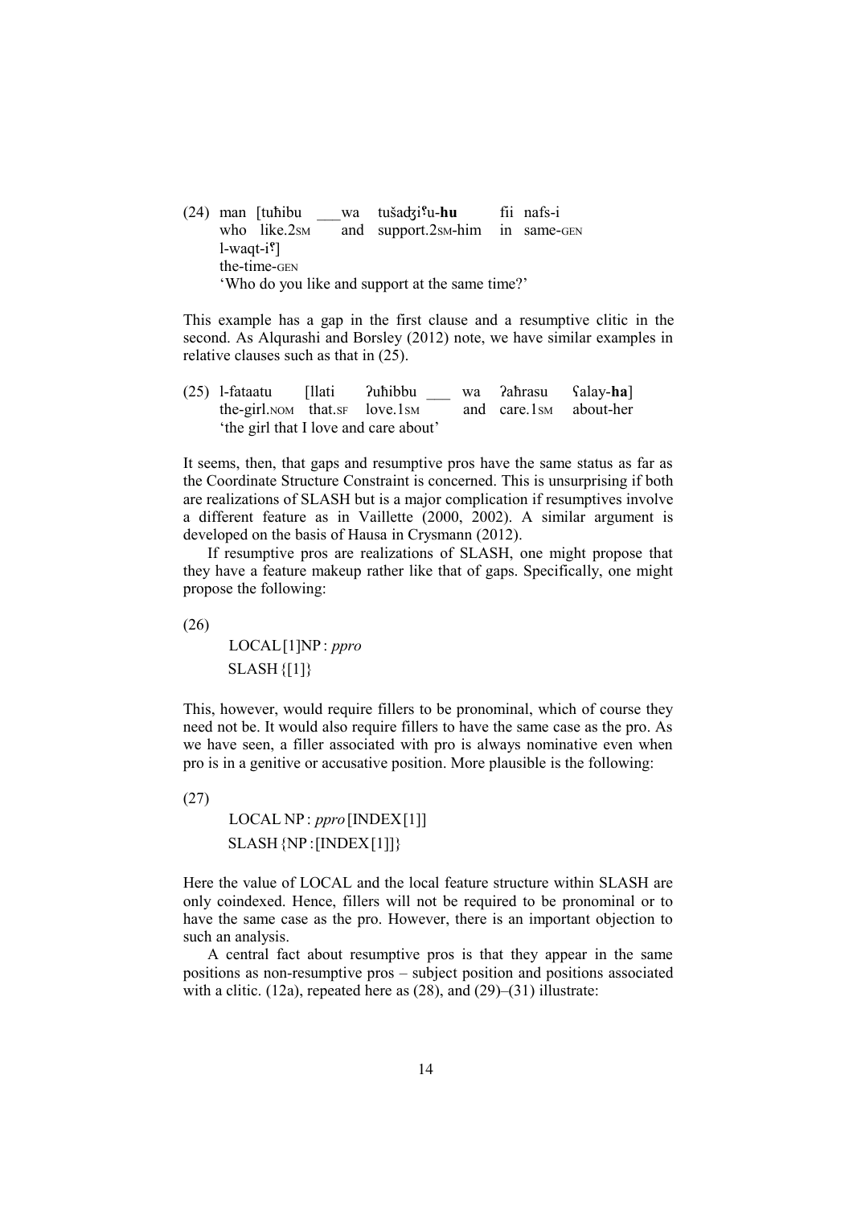(24) man [tuħibu ___wa tušadʒiˁu-**hu** fii nafs-i
who like.2SM and support.2SM-him in same-GEN
l-waqt-iˁ]
the-time-GEN
'Who do you like and support at the same time?'

This example has a gap in the first clause and a resumptive clitic in the second. As Alqurashi and Borsley (2012) note, we have similar examples in relative clauses such as that in (25).

(25) l-fataatu [llati ʔuħibbu ___ wa ʔaħrasu ˁalay-**ha**]
the-girl.NOM that.SF love.1SM and care.1SM about-her
'the girl that I love and care about'

It seems, then, that gaps and resumptive pros have the same status as far as the Coordinate Structure Constraint is concerned. This is unsurprising if both are realizations of SLASH but is a major complication if resumptives involve a different feature as in Vaillette (2000, 2002). A similar argument is developed on the basis of Hausa in Crysmann (2012).

If resumptive pros are realizations of SLASH, one might propose that they have a feature makeup rather like that of gaps. Specifically, one might propose the following:

(26)

LOCAL [1]NP : *ppro*
SLASH {[1]}

This, however, would require fillers to be pronominal, which of course they need not be. It would also require fillers to have the same case as the pro. As we have seen, a filler associated with pro is always nominative even when pro is in a genitive or accusative position. More plausible is the following:

(27)

LOCAL NP : *ppro* [INDEX [1]]
SLASH {NP : [INDEX [1]]}

Here the value of LOCAL and the local feature structure within SLASH are only coindexed. Hence, fillers will not be required to be pronominal or to have the same case as the pro. However, there is an important objection to such an analysis.

A central fact about resumptive pros is that they appear in the same positions as non-resumptive pros – subject position and positions associated with a clitic. (12a), repeated here as (28), and (29)–(31) illustrate: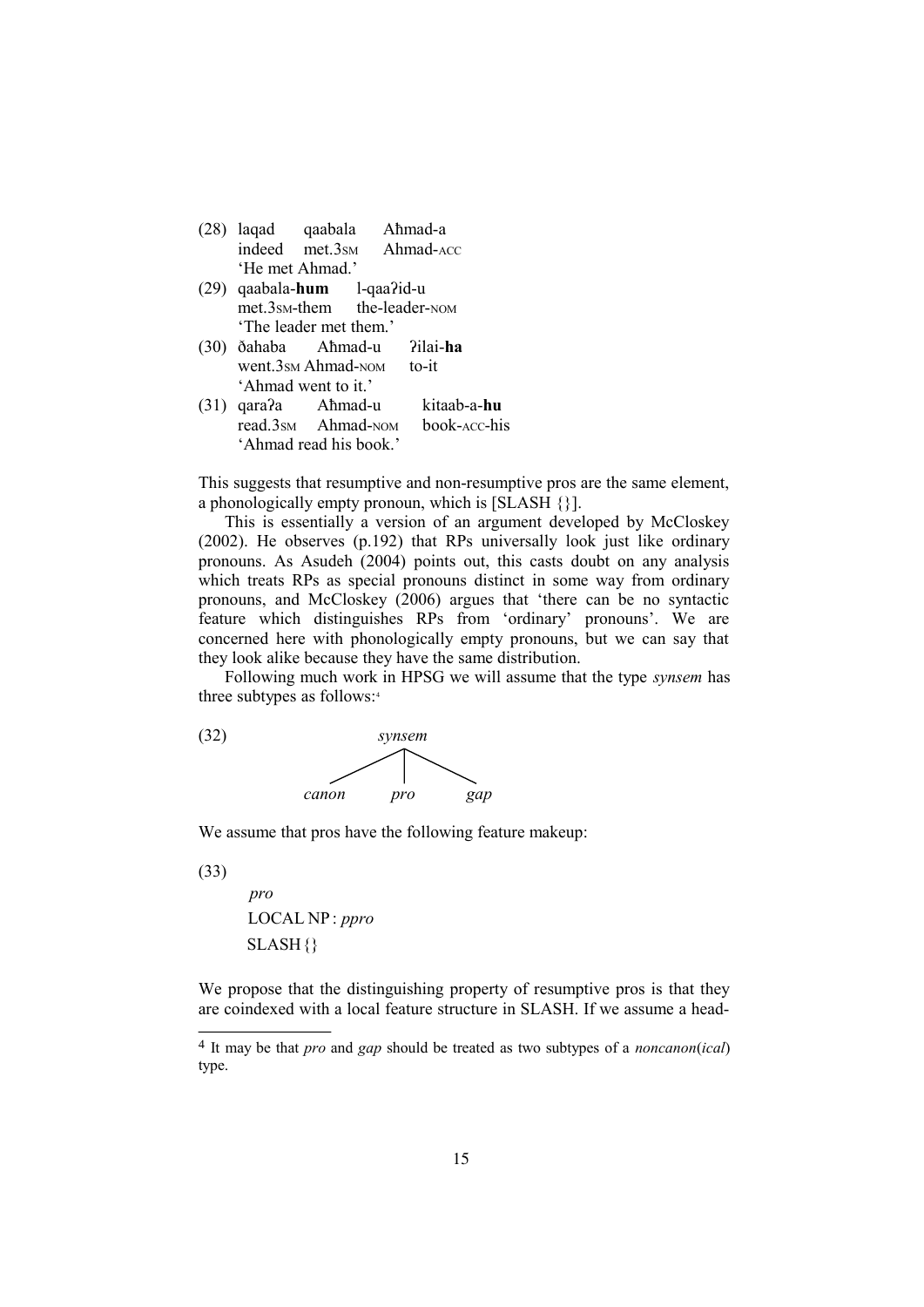(28) laqad qaabala Aħmad-a
indeed met.3SM Ahmad-ACC
'He met Ahmad.'

(29) qaabala-**hum** l-qaaʔid-u
met.3SM-them the-leader-NOM
'The leader met them.'

(30) ðahaba Aħmad-u ʔilai-**ha**
went.3SM Ahmad-NOM to-it
'Ahmad went to it.'

(31) qaraʔa Aħmad-u kitaab-a-**hu**
read.3SM Ahmad-NOM book-ACC-his
'Ahmad read his book.'

This suggests that resumptive and non-resumptive pros are the same element, a phonologically empty pronoun, which is [SLASH {}].

This is essentially a version of an argument developed by McCloskey (2002). He observes (p.192) that RPs universally look just like ordinary pronouns. As Asudeh (2004) points out, this casts doubt on any analysis which treats RPs as special pronouns distinct in some way from ordinary pronouns, and McCloskey (2006) argues that 'there can be no syntactic feature which distinguishes RPs from 'ordinary' pronouns'. We are concerned here with phonologically empty pronouns, but we can say that they look alike because they have the same distribution.

Following much work in HPSG we will assume that the type *synsem* has three subtypes as follows:[4]

(32)

```
            synsem
         /    |    \
    canon    pro    gap
```

We assume that pros have the following feature makeup:

(33)

$$\begin{bmatrix} \textit{pro} \\ \text{LOCAL NP} : \textit{ppro} \\ \text{SLASH} \{\} \end{bmatrix}$$

We propose that the distinguishing property of resumptive pros is that they are coindexed with a local feature structure in SLASH. If we assume a head-

[4] It may be that *pro* and *gap* should be treated as two subtypes of a *noncanon*(*ical*) type.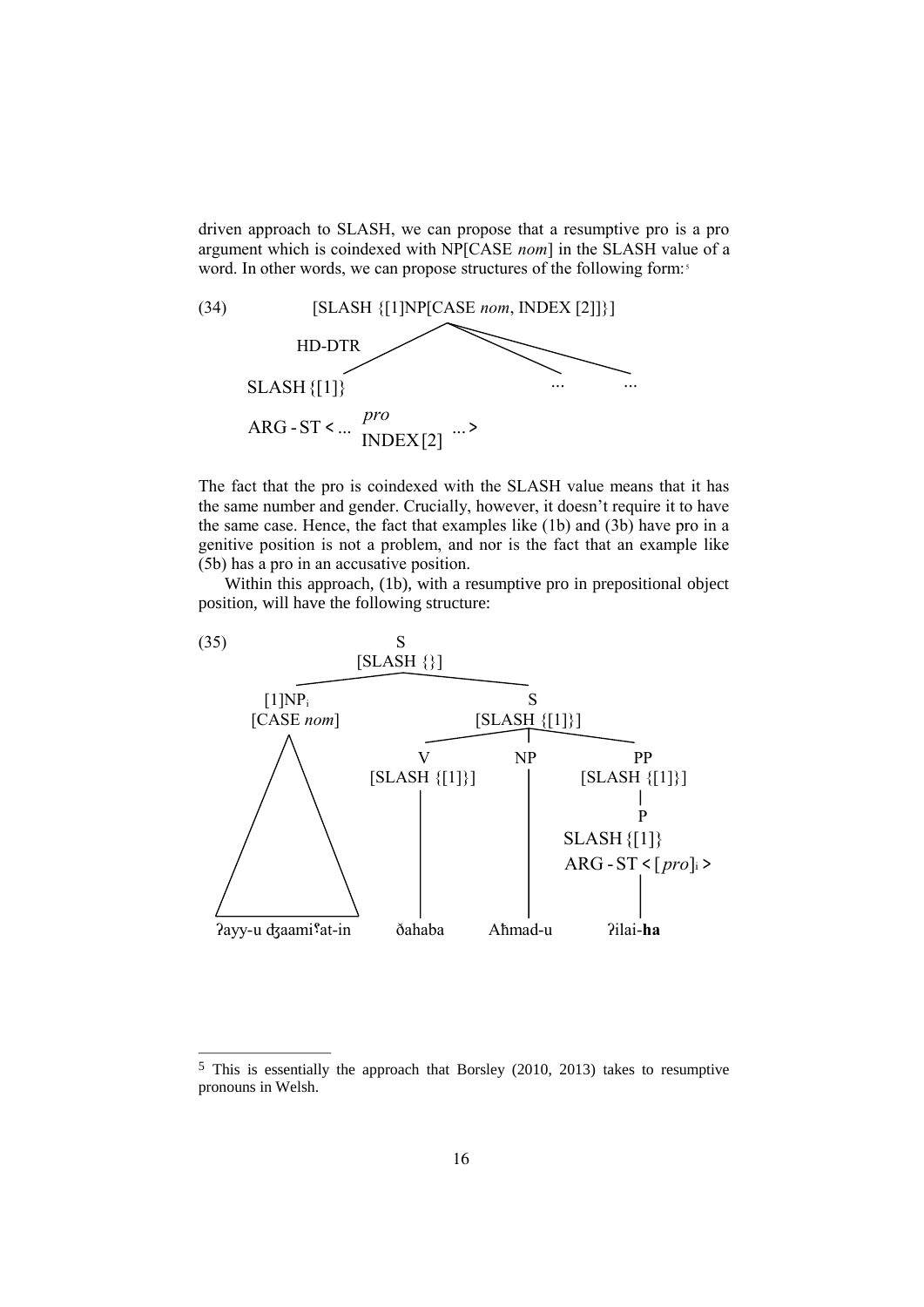driven approach to SLASH, we can propose that a resumptive pro is a pro argument which is coindexed with NP[CASE *nom*] in the SLASH value of a word. In other words, we can propose structures of the following form:[5]

(34)

```
              [SLASH {[1]NP[CASE nom, INDEX [2]]}]
               /                 \         \
        HD-DTR                    ...       ...
  SLASH {[1]}
  ARG-ST < ...  pro          ... >
                INDEX[2]
```

The fact that the pro is coindexed with the SLASH value means that it has the same number and gender. Crucially, however, it doesn't require it to have the same case. Hence, the fact that examples like (1b) and (3b) have pro in a genitive position is not a problem, and nor is the fact that an example like (5b) has a pro in an accusative position.

Within this approach, (1b), with a resumptive pro in prepositional object position, will have the following structure:

(35)

```
                        S
                    [SLASH {}]
           /                          \
      [1]NP_i                          S
    [CASE nom]                   [SLASH {[1]}]
        /\                 /            |              \
       /  \               V             NP              PP
      /    \        [SLASH {[1]}]       |         [SLASH {[1]}]
     /      \             |             |               |
    /        \            |             |               P
   /          \           |             |         SLASH {[1]}
  /            \          |             |         ARG-ST < [pro]_i >
 /______________\         |             |               |
ʔayy-u dʒaamiʕat-in     ðahaba       Aħmad-u         ʔilai-ha
```

(with **ha** in *ʔilai-**ha*** in bold)

---

[5] This is essentially the approach that Borsley (2010, 2013) takes to resumptive pronouns in Welsh.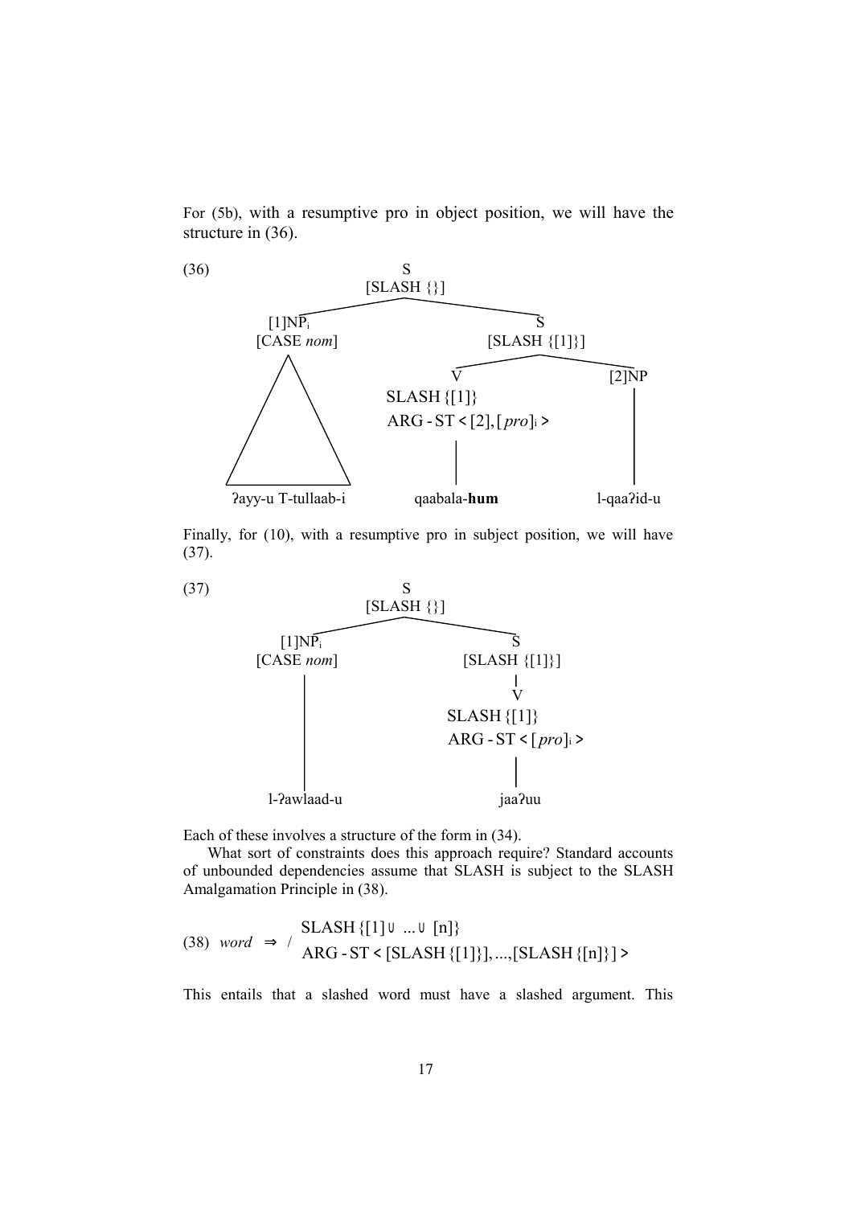For (5b), with a resumptive pro in object position, we will have the structure in (36).

```
(36)                        S
                        [SLASH {}]
              /                          \
        [1]NP_i                           S
      [CASE nom]                     [SLASH {[1]}]
                                    /             \
                                   V              [2]NP
                            SLASH {[1]}
                            ARG-ST <[2], [pro]_i>
                                   |               |
   ʔayy-u T-tullaab-i         qaabala-hum      l-qaaʔid-u
```

Finally, for (10), with a resumptive pro in subject position, we will have (37).

```
(37)                        S
                        [SLASH {}]
              /                          \
        [1]NP_i                           S
      [CASE nom]                     [SLASH {[1]}]
           |                              |
           |                              V
           |                        SLASH {[1]}
           |                        ARG-ST <[pro]_i>
           |                              |
      l-ʔawlaad-u                       jaaʔuu
```

Each of these involves a structure of the form in (34).

What sort of constraints does this approach require? Standard accounts of unbounded dependencies assume that SLASH is subject to the SLASH Amalgamation Principle in (38).

(38) $word \Rightarrow / \begin{array}{l} \text{SLASH}\{[1] \cup \ldots \cup [n]\} \\ \text{ARG-ST} < [\text{SLASH}\{[1]\}], \ldots, [\text{SLASH}\{[n]\}] > \end{array}$

This entails that a slashed word must have a slashed argument. This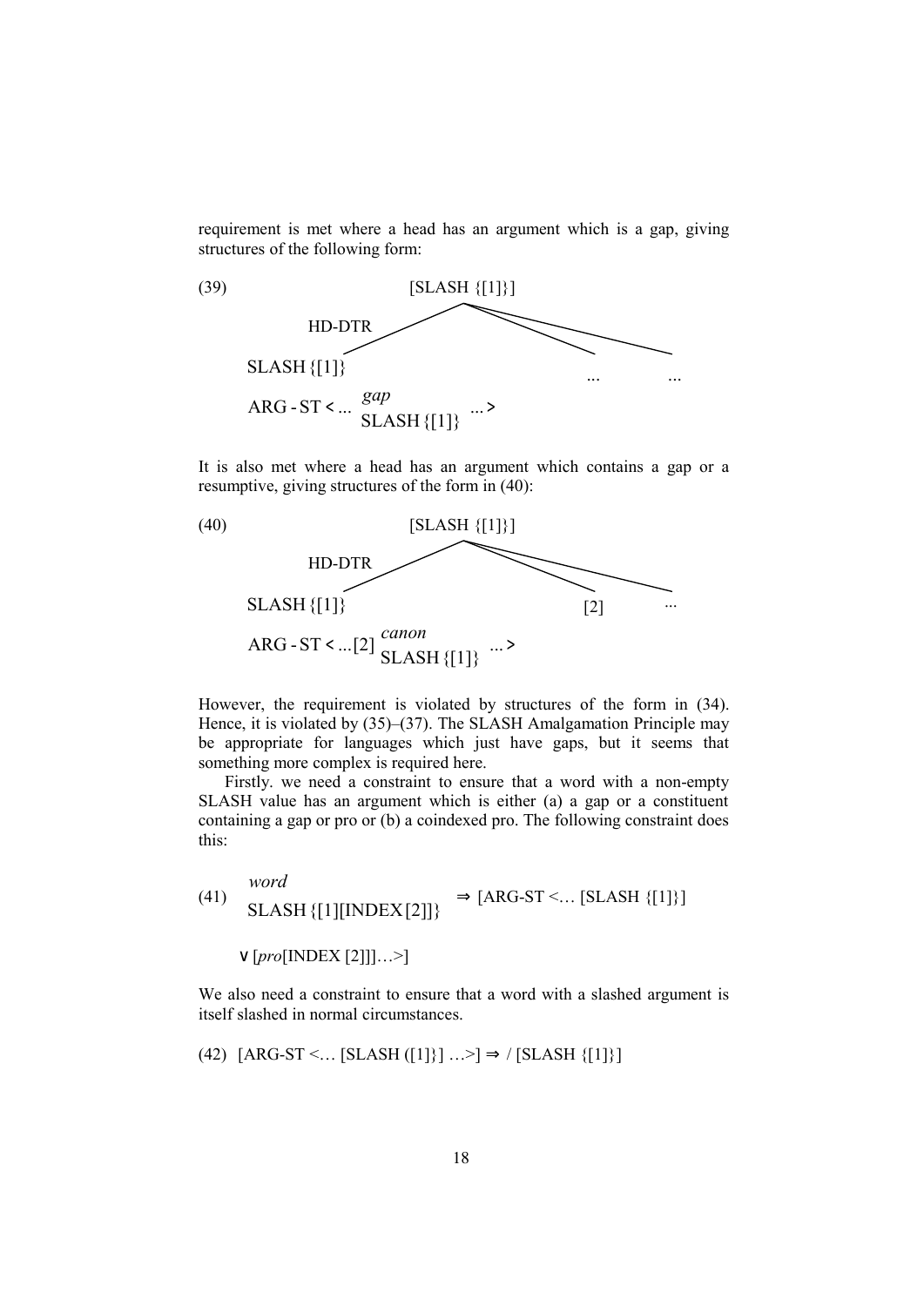requirement is met where a head has an argument which is a gap, giving structures of the following form:

(39)

```
                    [SLASH {[1]}]
          HD-DTR   /      |       \
SLASH {[1]}                ...      ...
ARG-ST < ... [gap, SLASH {[1]}] ... >
```

It is also met where a head has an argument which contains a gap or a resumptive, giving structures of the form in (40):

(40)

```
                    [SLASH {[1]}]
          HD-DTR   /      |       \
SLASH {[1]}                [2]      ...
ARG-ST < ... [2][canon, SLASH {[1]}] ... >
```

However, the requirement is violated by structures of the form in (34). Hence, it is violated by (35)–(37). The SLASH Amalgamation Principle may be appropriate for languages which just have gaps, but it seems that something more complex is required here.

Firstly. we need a constraint to ensure that a word with a non-empty SLASH value has an argument which is either (a) a gap or a constituent containing a gap or pro or (b) a coindexed pro. The following constraint does this:

(41) $\begin{bmatrix} word \\ \text{SLASH}\ \{[1][\text{INDEX}\,[2]]\} \end{bmatrix} \Rightarrow$ [ARG-ST <… [SLASH {[1]}]

∨ [*pro*[INDEX [2]]]…>]

We also need a constraint to ensure that a word with a slashed argument is itself slashed in normal circumstances.

(42) [ARG-ST <… [SLASH ([1]}] …>] ⇒ / [SLASH {[1]}]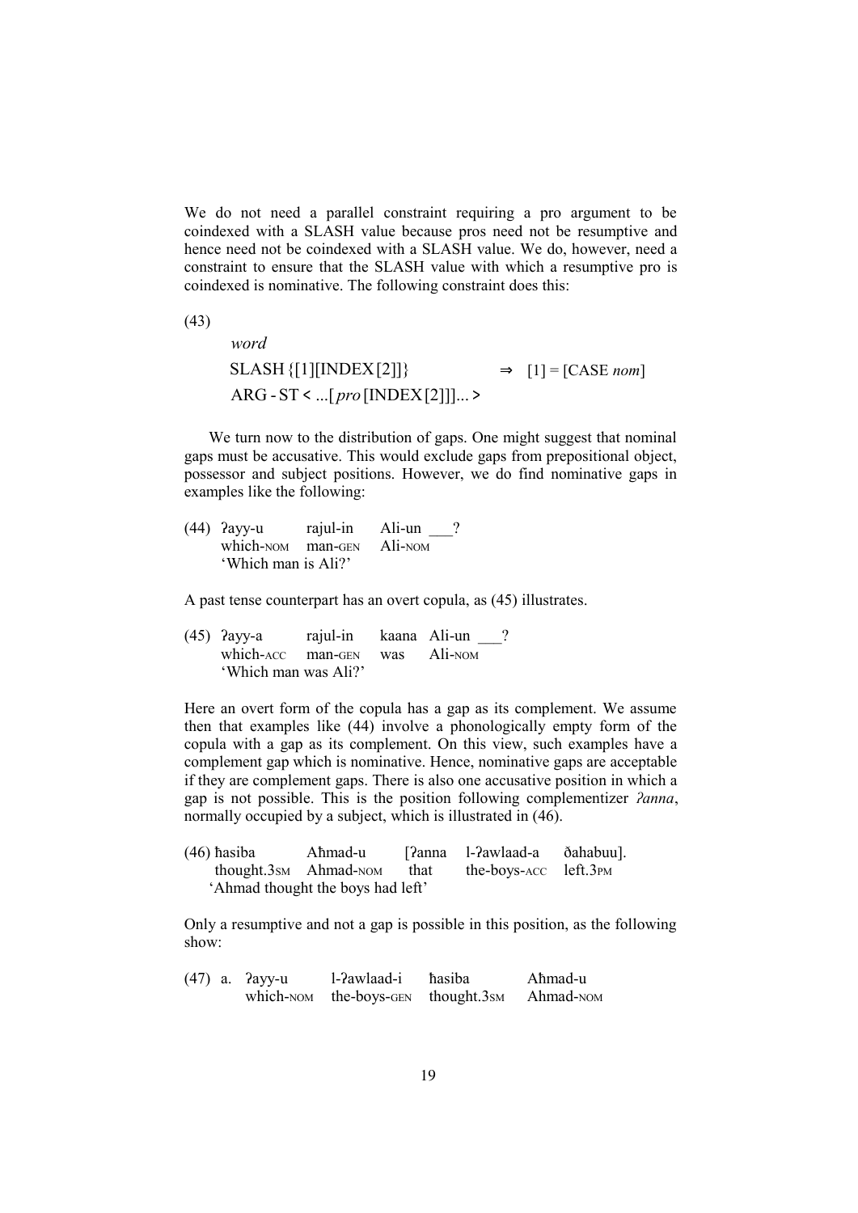We do not need a parallel constraint requiring a pro argument to be coindexed with a SLASH value because pros need not be resumptive and hence need not be coindexed with a SLASH value. We do, however, need a constraint to ensure that the SLASH value with which a resumptive pro is coindexed is nominative. The following constraint does this:

(43)

$$\begin{bmatrix} \textit{word} \\ \text{SLASH } \{[1][\text{INDEX}[2]]\} \\ \text{ARG-ST} < ...[\textit{pro}\,[\text{INDEX}[2]]]... > \end{bmatrix} \Rightarrow [1] = [\text{CASE } \textit{nom}]$$

We turn now to the distribution of gaps. One might suggest that nominal gaps must be accusative. This would exclude gaps from prepositional object, possessor and subject positions. However, we do find nominative gaps in examples like the following:

(44) ʔayy-u rajul-in Ali-un ___?
which-NOM man-GEN Ali-NOM
'Which man is Ali?'

A past tense counterpart has an overt copula, as (45) illustrates.

(45) ʔayy-a rajul-in kaana Ali-un ___?
which-ACC man-GEN was Ali-NOM
'Which man was Ali?'

Here an overt form of the copula has a gap as its complement. We assume then that examples like (44) involve a phonologically empty form of the copula with a gap as its complement. On this view, such examples have a complement gap which is nominative. Hence, nominative gaps are acceptable if they are complement gaps. There is also one accusative position in which a gap is not possible. This is the position following complementizer *ʔanna*, normally occupied by a subject, which is illustrated in (46).

(46) ħasiba Aħmad-u [ʔanna l-ʔawlaad-a ðahabuu].
thought.3SM Ahmad-NOM that the-boys-ACC left.3PM
'Ahmad thought the boys had left'

Only a resumptive and not a gap is possible in this position, as the following show:

(47) a. ʔayy-u l-ʔawlaad-i ħasiba Aħmad-u
which-NOM the-boys-GEN thought.3SM Ahmad-NOM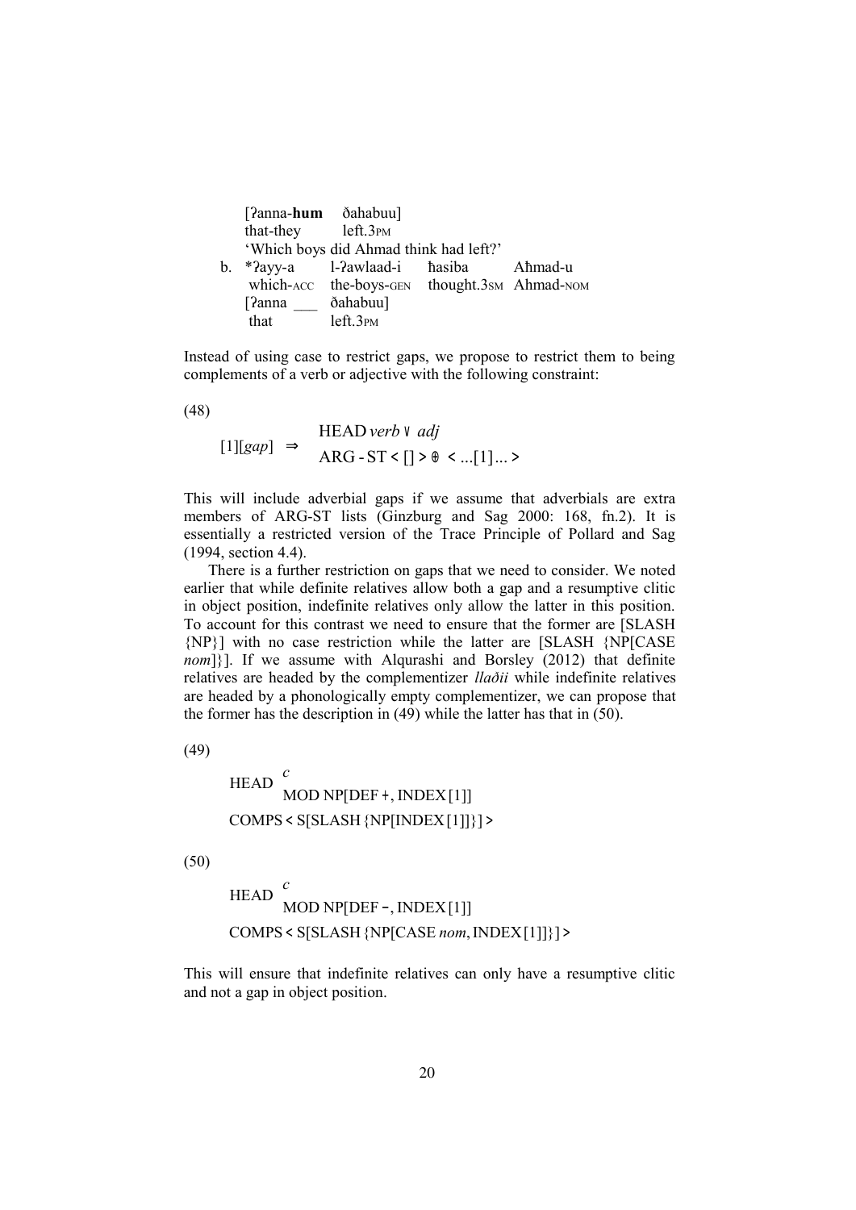[ʔanna-**hum** ðahabuu]
that-they left.3PM
'Which boys did Ahmad think had left?'

b. \*ʔayy-a l-ʔawlaad-i ħasiba Aħmad-u
which-ACC the-boys-GEN thought.3SM Ahmad-NOM
[ʔanna ___ ðahabuu]
that left.3PM

Instead of using case to restrict gaps, we propose to restrict them to being complements of a verb or adjective with the following constraint:

(48)

$$[1][gap] \Rightarrow \begin{bmatrix} \text{HEAD } verb \vee adj \\ \text{ARG-ST} < [\,] > \oplus < ...[1]... > \end{bmatrix}$$

This will include adverbial gaps if we assume that adverbials are extra members of ARG-ST lists (Ginzburg and Sag 2000: 168, fn.2). It is essentially a restricted version of the Trace Principle of Pollard and Sag (1994, section 4.4).

There is a further restriction on gaps that we need to consider. We noted earlier that while definite relatives allow both a gap and a resumptive clitic in object position, indefinite relatives only allow the latter in this position. To account for this contrast we need to ensure that the former are [SLASH {NP}] with no case restriction while the latter are [SLASH {NP[CASE *nom*]}]. If we assume with Alqurashi and Borsley (2012) that definite relatives are headed by the complementizer *llaðii* while indefinite relatives are headed by a phonologically empty complementizer, we can propose that the former has the description in (49) while the latter has that in (50).

(49)

$$\begin{bmatrix} \text{HEAD} \begin{bmatrix} c \\ \text{MOD NP[DEF +, INDEX [1]]} \end{bmatrix} \\ \text{COMPS} < \text{S[SLASH \{NP[INDEX [1]]\}]} > \end{bmatrix}$$

(50)

$$\begin{bmatrix} \text{HEAD} \begin{bmatrix} c \\ \text{MOD NP[DEF −, INDEX [1]]} \end{bmatrix} \\ \text{COMPS} < \text{S[SLASH \{NP[CASE } nom\text{, INDEX [1]]\}]} > \end{bmatrix}$$

This will ensure that indefinite relatives can only have a resumptive clitic and not a gap in object position.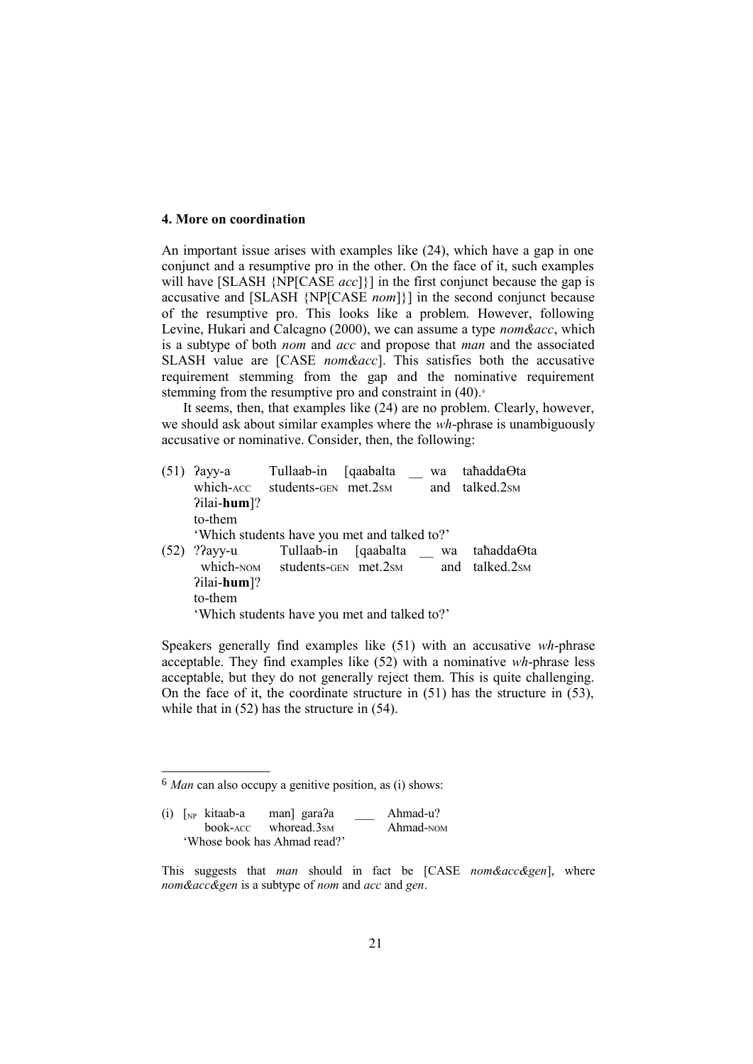## 4. More on coordination

An important issue arises with examples like (24), which have a gap in one conjunct and a resumptive pro in the other. On the face of it, such examples will have [SLASH {NP[CASE *acc*]}] in the first conjunct because the gap is accusative and [SLASH {NP[CASE *nom*]}] in the second conjunct because of the resumptive pro. This looks like a problem. However, following Levine, Hukari and Calcagno (2000), we can assume a type *nom&acc*, which is a subtype of both *nom* and *acc* and propose that *man* and the associated SLASH value are [CASE *nom&acc*]. This satisfies both the accusative requirement stemming from the gap and the nominative requirement stemming from the resumptive pro and constraint in (40).[6]

It seems, then, that examples like (24) are no problem. Clearly, however, we should ask about similar examples where the *wh*-phrase is unambiguously accusative or nominative. Consider, then, the following:

(51) ʔayy-a Tullaab-in [qaabalta __ wa taħaddaΘta
 which-ACC students-GEN met.2SM and talked.2SM
 ʔilai-**hum**]?
 to-them
 'Which students have you met and talked to?'

(52) ??ayy-u Tullaab-in [qaabalta __ wa taħaddaΘta
 which-NOM students-GEN met.2SM and talked.2SM
 ʔilai-**hum**]?
 to-them
 'Which students have you met and talked to?'

Speakers generally find examples like (51) with an accusative *wh*-phrase acceptable. They find examples like (52) with a nominative *wh*-phrase less acceptable, but they do not generally reject them. This is quite challenging. On the face of it, the coordinate structure in (51) has the structure in (53), while that in (52) has the structure in (54).

---

[6] *Man* can also occupy a genitive position, as (i) shows:

(i) [NP kitaab-a man] garaʔa ___ Ahmad-u?
 book-ACC whoread.3SM Ahmad-NOM
 'Whose book has Ahmad read?'

This suggests that *man* should in fact be [CASE *nom&acc&gen*], where *nom&acc&gen* is a subtype of *nom* and *acc* and *gen*.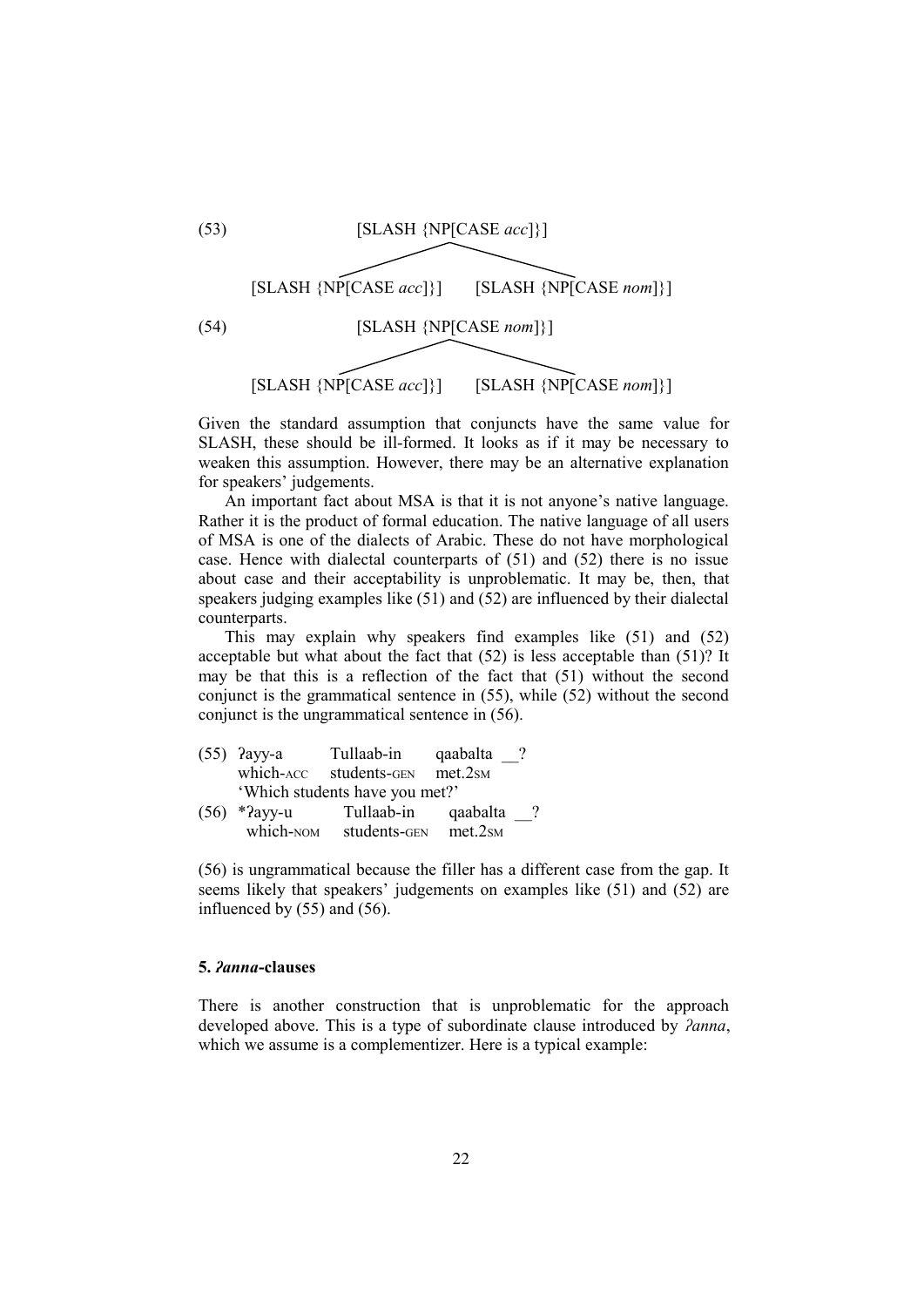(53) [SLASH {NP[CASE *acc*]}]

```
                [SLASH {NP[CASE acc]}]
                   /              \
[SLASH {NP[CASE acc]}]    [SLASH {NP[CASE nom]}]
```

(54) [SLASH {NP[CASE *nom*]}]

```
                [SLASH {NP[CASE nom]}]
                   /              \
[SLASH {NP[CASE acc]}]    [SLASH {NP[CASE nom]}]
```

Given the standard assumption that conjuncts have the same value for SLASH, these should be ill-formed. It looks as if it may be necessary to weaken this assumption. However, there may be an alternative explanation for speakers' judgements.

An important fact about MSA is that it is not anyone's native language. Rather it is the product of formal education. The native language of all users of MSA is one of the dialects of Arabic. These do not have morphological case. Hence with dialectal counterparts of (51) and (52) there is no issue about case and their acceptability is unproblematic. It may be, then, that speakers judging examples like (51) and (52) are influenced by their dialectal counterparts.

This may explain why speakers find examples like (51) and (52) acceptable but what about the fact that (52) is less acceptable than (51)? It may be that this is a reflection of the fact that (51) without the second conjunct is the grammatical sentence in (55), while (52) without the second conjunct is the ungrammatical sentence in (56).

(55) ʔayy-a Tullaab-in qaabalta __?
which-ACC students-GEN met.2SM
'Which students have you met?'

(56) *ʔayy-u Tullaab-in qaabalta __?
which-NOM students-GEN met.2SM

(56) is ungrammatical because the filler has a different case from the gap. It seems likely that speakers' judgements on examples like (51) and (52) are influenced by (55) and (56).

## 5. *ʔanna*-clauses

There is another construction that is unproblematic for the approach developed above. This is a type of subordinate clause introduced by *ʔanna*, which we assume is a complementizer. Here is a typical example: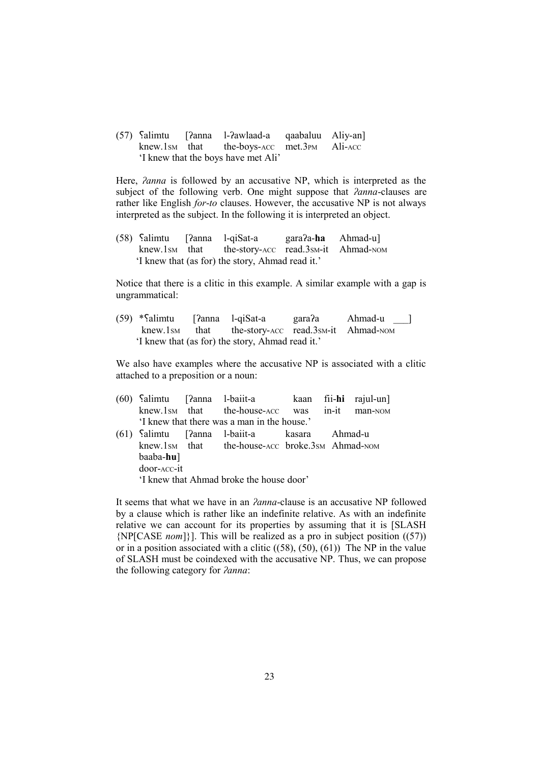(57) ʕalimtu [ʔanna l-ʔawlaad-a qaabaluu Aliy-an]
knew.1SM that the-boys-ACC met.3PM Ali-ACC
'I knew that the boys have met Ali'

Here, *ʔanna* is followed by an accusative NP, which is interpreted as the subject of the following verb. One might suppose that *ʔanna*-clauses are rather like English *for-to* clauses. However, the accusative NP is not always interpreted as the subject. In the following it is interpreted an object.

(58) ʕalimtu [ʔanna l-qiSat-a garaʔa-**ha** Ahmad-u]
knew.1SM that the-story-ACC read.3SM-it Ahmad-NOM
'I knew that (as for) the story, Ahmad read it.'

Notice that there is a clitic in this example. A similar example with a gap is ungrammatical:

(59) *ʕalimtu [ʔanna l-qiSat-a garaʔa Ahmad-u ___]
knew.1SM that the-story-ACC read.3SM-it Ahmad-NOM
'I knew that (as for) the story, Ahmad read it.'

We also have examples where the accusative NP is associated with a clitic attached to a preposition or a noun:

(60) ʕalimtu [ʔanna l-baiit-a kaan fii-**hi** rajul-un]
knew.1SM that the-house-ACC was in-it man-NOM
'I knew that there was a man in the house.'

(61) ʕalimtu [ʔanna l-baiit-a kasara Ahmad-u baaba-**hu**]
knew.1SM that the-house-ACC broke.3SM Ahmad-NOM door-ACC-it
'I knew that Ahmad broke the house door'

It seems that what we have in an *ʔanna*-clause is an accusative NP followed by a clause which is rather like an indefinite relative. As with an indefinite relative we can account for its properties by assuming that it is [SLASH {NP[CASE *nom*]}]. This will be realized as a pro in subject position ((57)) or in a position associated with a clitic ((58), (50), (61)) The NP in the value of SLASH must be coindexed with the accusative NP. Thus, we can propose the following category for *ʔanna*: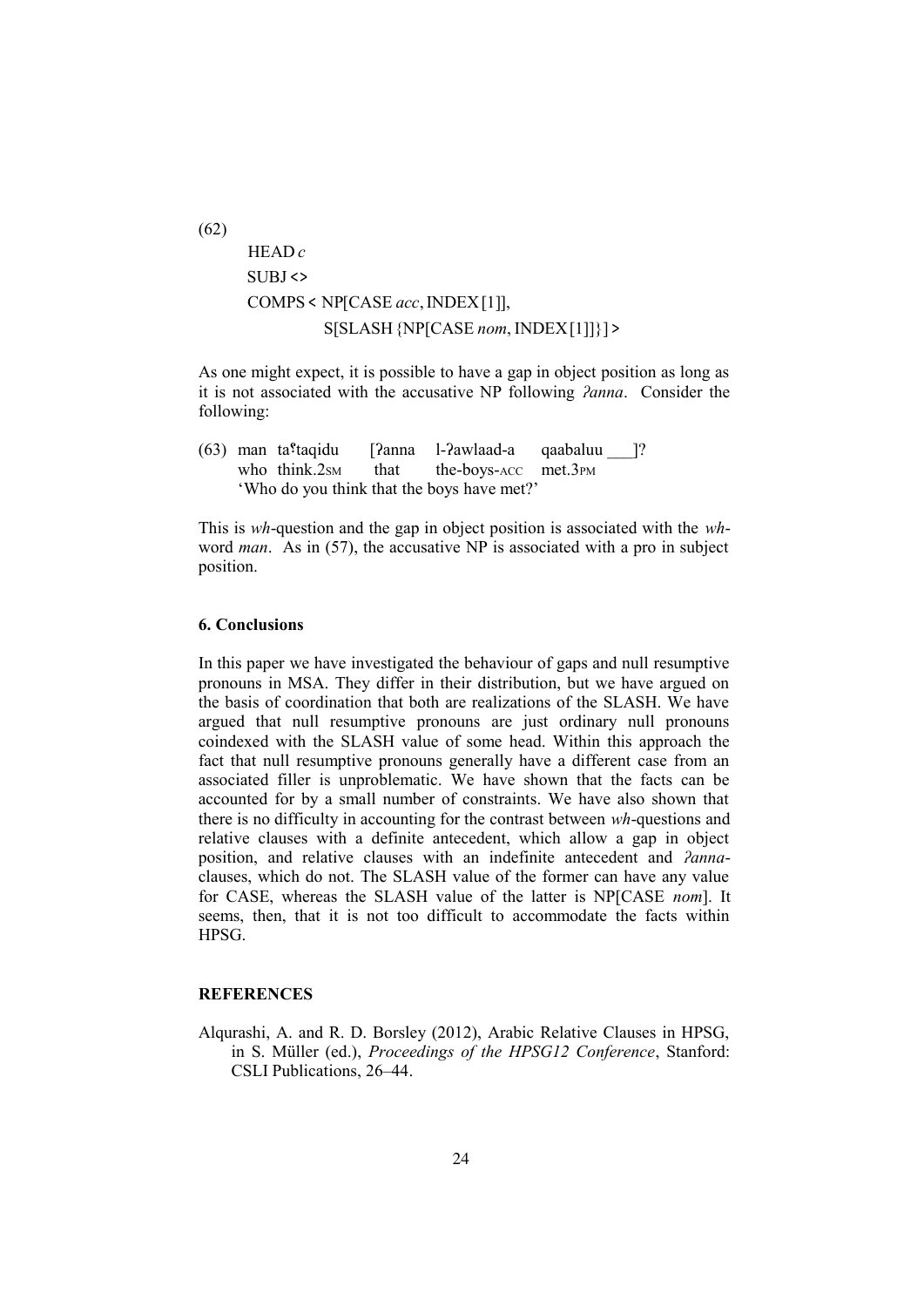(62)

HEAD *c*
SUBJ < >
COMPS < NP[CASE *acc*, INDEX [1]],
        S[SLASH {NP[CASE *nom*, INDEX [1]]}] >

As one might expect, it is possible to have a gap in object position as long as it is not associated with the accusative NP following *ʔanna*. Consider the following:

(63) man taʕtaqidu [ʔanna l-ʔawlaad-a qaabaluu ___]?
who think.2SM that the-boys-ACC met.3PM
'Who do you think that the boys have met?'

This is *wh*-question and the gap in object position is associated with the *wh*-word *man*. As in (57), the accusative NP is associated with a pro in subject position.

## 6. Conclusions

In this paper we have investigated the behaviour of gaps and null resumptive pronouns in MSA. They differ in their distribution, but we have argued on the basis of coordination that both are realizations of the SLASH. We have argued that null resumptive pronouns are just ordinary null pronouns coindexed with the SLASH value of some head. Within this approach the fact that null resumptive pronouns generally have a different case from an associated filler is unproblematic. We have shown that the facts can be accounted for by a small number of constraints. We have also shown that there is no difficulty in accounting for the contrast between *wh*-questions and relative clauses with a definite antecedent, which allow a gap in object position, and relative clauses with an indefinite antecedent and *ʔanna*-clauses, which do not. The SLASH value of the former can have any value for CASE, whereas the SLASH value of the latter is NP[CASE *nom*]. It seems, then, that it is not too difficult to accommodate the facts within HPSG.

## REFERENCES

Alqurashi, A. and R. D. Borsley (2012), Arabic Relative Clauses in HPSG, in S. Müller (ed.), *Proceedings of the HPSG12 Conference*, Stanford: CSLI Publications, 26–44.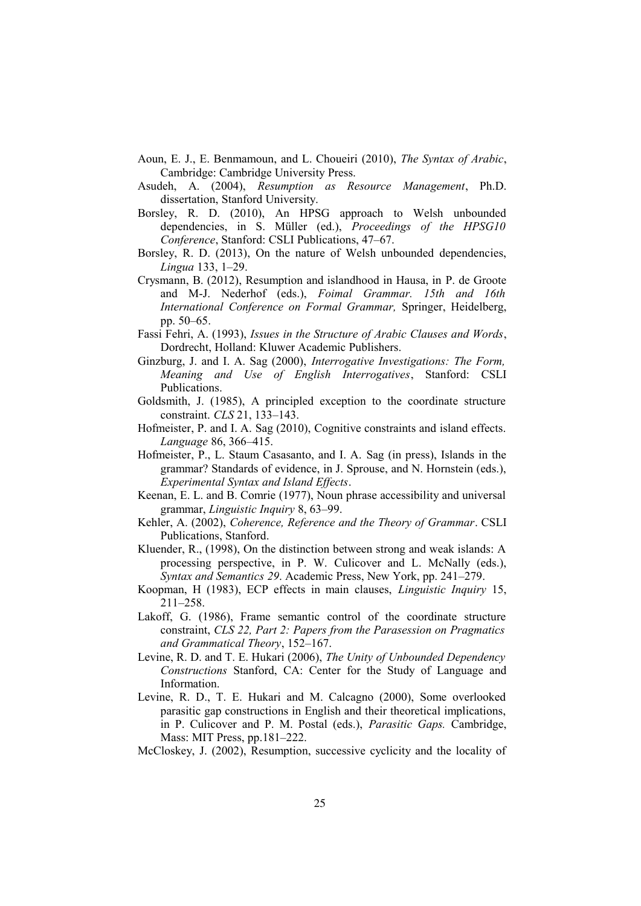Aoun, E. J., E. Benmamoun, and L. Choueiri (2010), *The Syntax of Arabic*, Cambridge: Cambridge University Press.

Asudeh, A. (2004), *Resumption as Resource Management*, Ph.D. dissertation, Stanford University.

Borsley, R. D. (2010), An HPSG approach to Welsh unbounded dependencies, in S. Müller (ed.), *Proceedings of the HPSG10 Conference*, Stanford: CSLI Publications, 47–67.

Borsley, R. D. (2013), On the nature of Welsh unbounded dependencies, *Lingua* 133, 1–29.

Crysmann, B. (2012), Resumption and islandhood in Hausa, in P. de Groote and M-J. Nederhof (eds.), *Foimal Grammar. 15th and 16th International Conference on Formal Grammar,* Springer, Heidelberg, pp. 50–65.

Fassi Fehri, A. (1993), *Issues in the Structure of Arabic Clauses and Words*, Dordrecht, Holland: Kluwer Academic Publishers.

Ginzburg, J. and I. A. Sag (2000), *Interrogative Investigations: The Form, Meaning and Use of English Interrogatives*, Stanford: CSLI Publications.

Goldsmith, J. (1985), A principled exception to the coordinate structure constraint. *CLS* 21, 133–143.

Hofmeister, P. and I. A. Sag (2010), Cognitive constraints and island effects. *Language* 86, 366–415.

Hofmeister, P., L. Staum Casasanto, and I. A. Sag (in press), Islands in the grammar? Standards of evidence, in J. Sprouse, and N. Hornstein (eds.), *Experimental Syntax and Island Effects*.

Keenan, E. L. and B. Comrie (1977), Noun phrase accessibility and universal grammar, *Linguistic Inquiry* 8, 63–99.

Kehler, A. (2002), *Coherence, Reference and the Theory of Grammar*. CSLI Publications, Stanford.

Kluender, R., (1998), On the distinction between strong and weak islands: A processing perspective, in P. W. Culicover and L. McNally (eds.), *Syntax and Semantics 29*. Academic Press, New York, pp. 241–279.

Koopman, H (1983), ECP effects in main clauses, *Linguistic Inquiry* 15, 211–258.

Lakoff, G. (1986), Frame semantic control of the coordinate structure constraint, *CLS 22, Part 2: Papers from the Parasession on Pragmatics and Grammatical Theory*, 152–167.

Levine, R. D. and T. E. Hukari (2006), *The Unity of Unbounded Dependency Constructions* Stanford, CA: Center for the Study of Language and Information.

Levine, R. D., T. E. Hukari and M. Calcagno (2000), Some overlooked parasitic gap constructions in English and their theoretical implications, in P. Culicover and P. M. Postal (eds.), *Parasitic Gaps.* Cambridge, Mass: MIT Press, pp.181–222.

McCloskey, J. (2002), Resumption, successive cyclicity and the locality of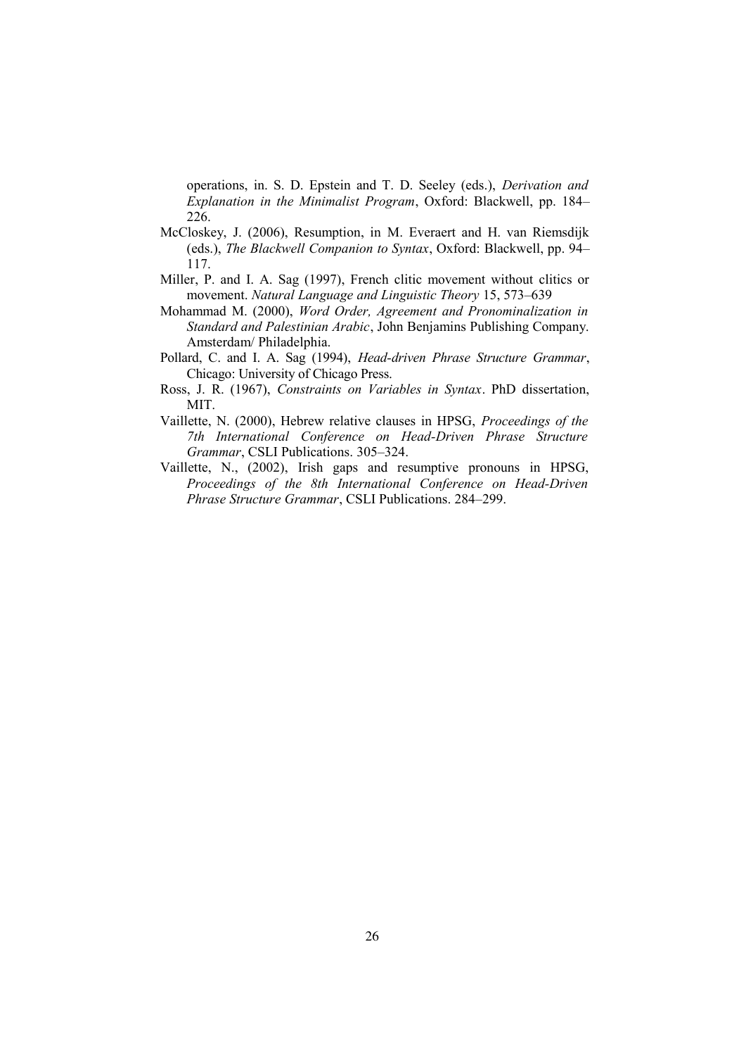operations, in. S. D. Epstein and T. D. Seeley (eds.), *Derivation and Explanation in the Minimalist Program*, Oxford: Blackwell, pp. 184–226.

McCloskey, J. (2006), Resumption, in M. Everaert and H. van Riemsdijk (eds.), *The Blackwell Companion to Syntax*, Oxford: Blackwell, pp. 94–117.

Miller, P. and I. A. Sag (1997), French clitic movement without clitics or movement. *Natural Language and Linguistic Theory* 15, 573–639

Mohammad M. (2000), *Word Order, Agreement and Pronominalization in Standard and Palestinian Arabic*, John Benjamins Publishing Company. Amsterdam/ Philadelphia.

Pollard, C. and I. A. Sag (1994), *Head-driven Phrase Structure Grammar*, Chicago: University of Chicago Press.

Ross, J. R. (1967), *Constraints on Variables in Syntax*. PhD dissertation, MIT.

Vaillette, N. (2000), Hebrew relative clauses in HPSG, *Proceedings of the 7th International Conference on Head-Driven Phrase Structure Grammar*, CSLI Publications. 305–324.

Vaillette, N., (2002), Irish gaps and resumptive pronouns in HPSG, *Proceedings of the 8th International Conference on Head-Driven Phrase Structure Grammar*, CSLI Publications. 284–299.